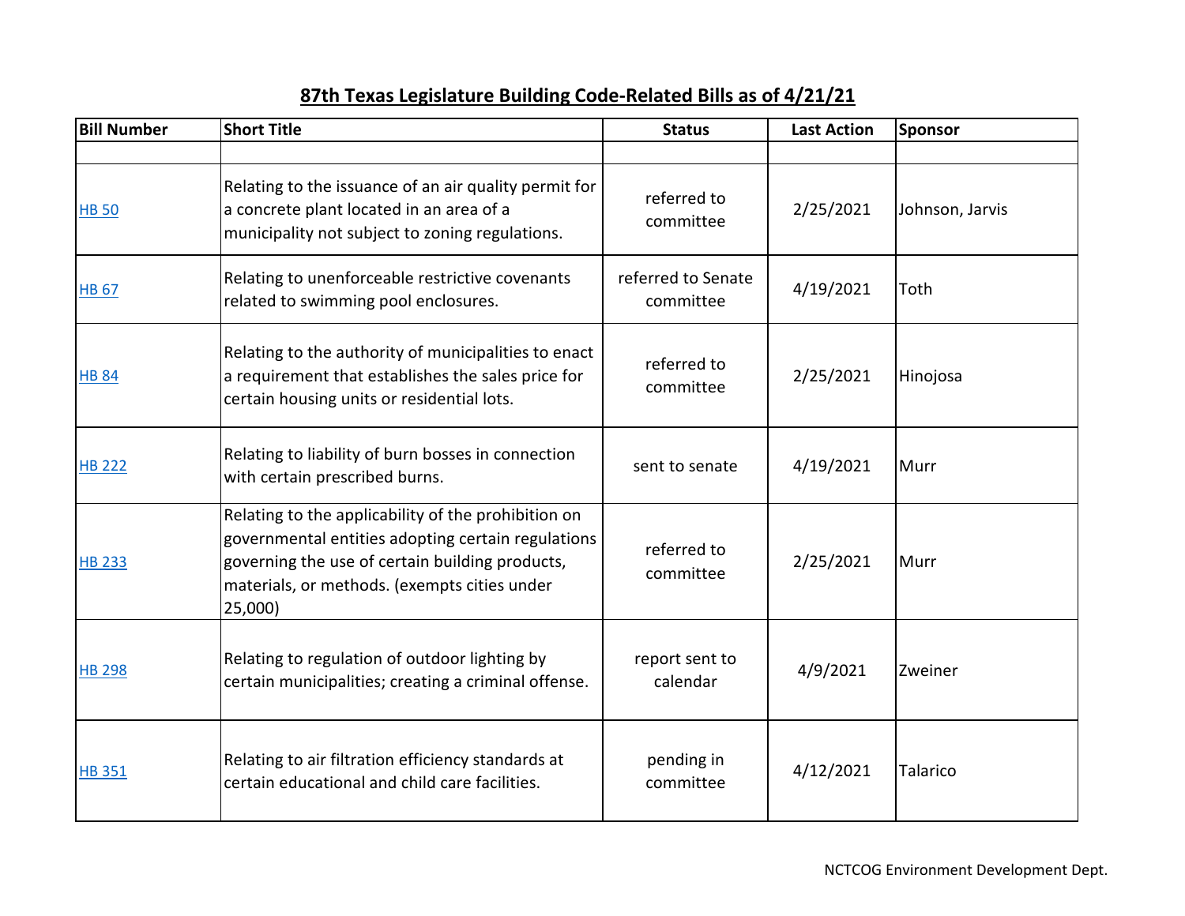# 87th Texas Legislature Building Code-Related Bills as of 4/21/21

| Bill Number | Short Title | Status | Last Action | Sponsor |
|---|---|---|---|---|
| | | | | |
| HB 50 | Relating to the issuance of an air quality permit for a concrete plant located in an area of a municipality not subject to zoning regulations. | referred to committee | 2/25/2021 | Johnson, Jarvis |
| HB 67 | Relating to unenforceable restrictive covenants related to swimming pool enclosures. | referred to Senate committee | 4/19/2021 | Toth |
| HB 84 | Relating to the authority of municipalities to enact a requirement that establishes the sales price for certain housing units or residential lots. | referred to committee | 2/25/2021 | Hinojosa |
| HB 222 | Relating to liability of burn bosses in connection with certain prescribed burns. | sent to senate | 4/19/2021 | Murr |
| HB 233 | Relating to the applicability of the prohibition on governmental entities adopting certain regulations governing the use of certain building products, materials, or methods. (exempts cities under 25,000) | referred to committee | 2/25/2021 | Murr |
| HB 298 | Relating to regulation of outdoor lighting by certain municipalities; creating a criminal offense. | report sent to calendar | 4/9/2021 | Zweiner |
| HB 351 | Relating to air filtration efficiency standards at certain educational and child care facilities. | pending in committee | 4/12/2021 | Talarico |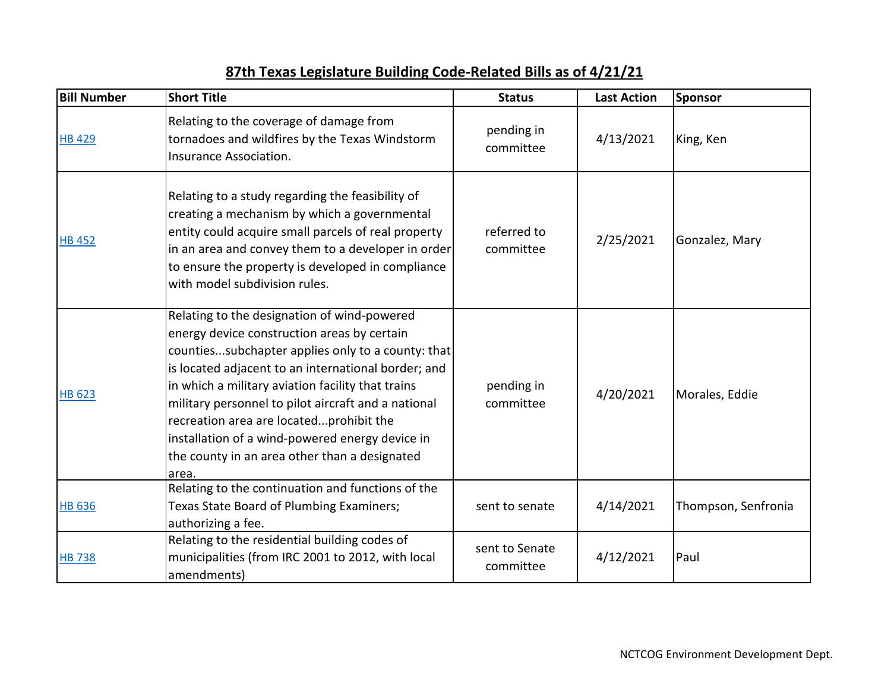# 87th Texas Legislature Building Code-Related Bills as of 4/21/21

| Bill Number | Short Title | Status | Last Action | Sponsor |
| --- | --- | --- | --- | --- |
| HB 429 | Relating to the coverage of damage from tornadoes and wildfires by the Texas Windstorm Insurance Association. | pending in committee | 4/13/2021 | King, Ken |
| HB 452 | Relating to a study regarding the feasibility of creating a mechanism by which a governmental entity could acquire small parcels of real property in an area and convey them to a developer in order to ensure the property is developed in compliance with model subdivision rules. | referred to committee | 2/25/2021 | Gonzalez, Mary |
| HB 623 | Relating to the designation of wind-powered energy device construction areas by certain counties...subchapter applies only to a county: that is located adjacent to an international border; and in which a military aviation facility that trains military personnel to pilot aircraft and a national recreation area are located...prohibit the installation of a wind-powered energy device in the county in an area other than a designated area. | pending in committee | 4/20/2021 | Morales, Eddie |
| HB 636 | Relating to the continuation and functions of the Texas State Board of Plumbing Examiners; authorizing a fee. | sent to senate | 4/14/2021 | Thompson, Senfronia |
| HB 738 | Relating to the residential building codes of municipalities (from IRC 2001 to 2012, with local amendments) | sent to Senate committee | 4/12/2021 | Paul |

NCTCOG Environment Development Dept.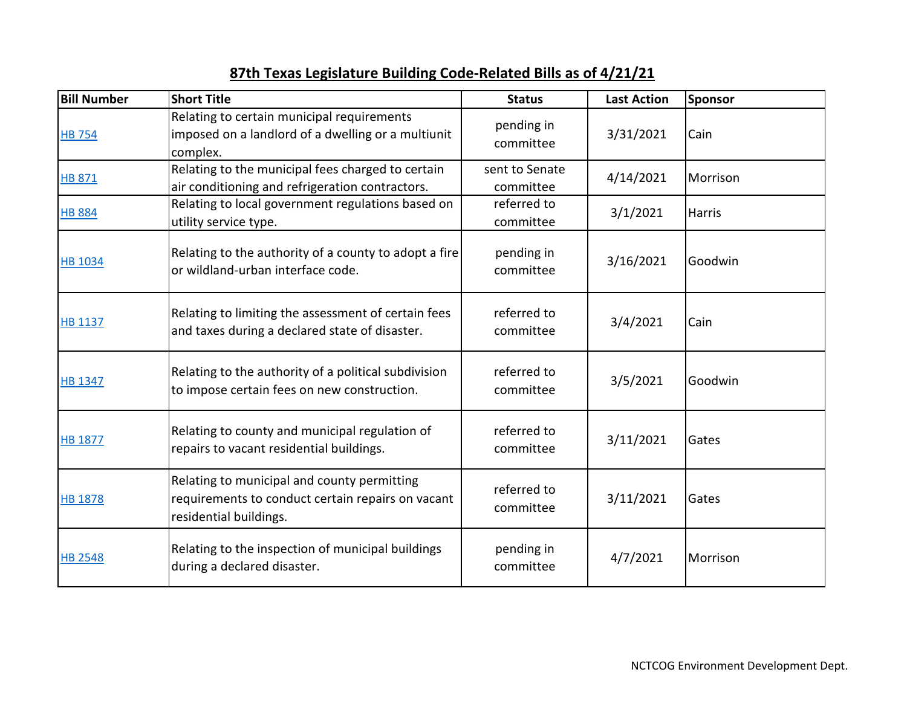# 87th Texas Legislature Building Code-Related Bills as of 4/21/21

| Bill Number | Short Title | Status | Last Action | Sponsor |
|---|---|---|---|---|
| HB 754 | Relating to certain municipal requirements imposed on a landlord of a dwelling or a multiunit complex. | pending in committee | 3/31/2021 | Cain |
| HB 871 | Relating to the municipal fees charged to certain air conditioning and refrigeration contractors. | sent to Senate committee | 4/14/2021 | Morrison |
| HB 884 | Relating to local government regulations based on utility service type. | referred to committee | 3/1/2021 | Harris |
| HB 1034 | Relating to the authority of a county to adopt a fire or wildland-urban interface code. | pending in committee | 3/16/2021 | Goodwin |
| HB 1137 | Relating to limiting the assessment of certain fees and taxes during a declared state of disaster. | referred to committee | 3/4/2021 | Cain |
| HB 1347 | Relating to the authority of a political subdivision to impose certain fees on new construction. | referred to committee | 3/5/2021 | Goodwin |
| HB 1877 | Relating to county and municipal regulation of repairs to vacant residential buildings. | referred to committee | 3/11/2021 | Gates |
| HB 1878 | Relating to municipal and county permitting requirements to conduct certain repairs on vacant residential buildings. | referred to committee | 3/11/2021 | Gates |
| HB 2548 | Relating to the inspection of municipal buildings during a declared disaster. | pending in committee | 4/7/2021 | Morrison |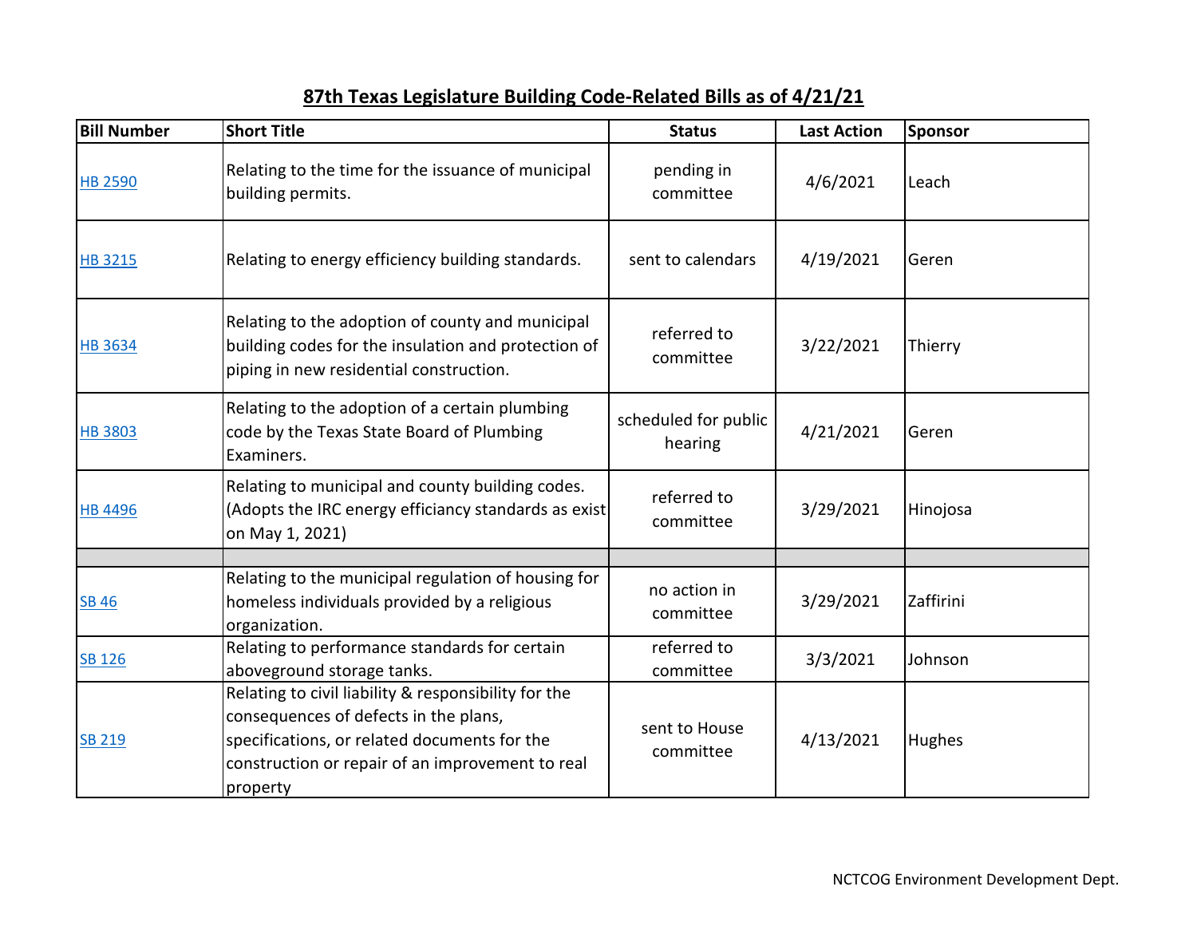# 87th Texas Legislature Building Code-Related Bills as of 4/21/21

| Bill Number | Short Title | Status | Last Action | Sponsor |
|---|---|---|---|---|
| HB 2590 | Relating to the time for the issuance of municipal building permits. | pending in committee | 4/6/2021 | Leach |
| HB 3215 | Relating to energy efficiency building standards. | sent to calendars | 4/19/2021 | Geren |
| HB 3634 | Relating to the adoption of county and municipal building codes for the insulation and protection of piping in new residential construction. | referred to committee | 3/22/2021 | Thierry |
| HB 3803 | Relating to the adoption of a certain plumbing code by the Texas State Board of Plumbing Examiners. | scheduled for public hearing | 4/21/2021 | Geren |
| HB 4496 | Relating to municipal and county building codes. (Adopts the IRC energy efficiancy standards as exist on May 1, 2021) | referred to committee | 3/29/2021 | Hinojosa |
| | | | | |
| SB 46 | Relating to the municipal regulation of housing for homeless individuals provided by a religious organization. | no action in committee | 3/29/2021 | Zaffirini |
| SB 126 | Relating to performance standards for certain aboveground storage tanks. | referred to committee | 3/3/2021 | Johnson |
| SB 219 | Relating to civil liability & responsibility for the consequences of defects in the plans, specifications, or related documents for the construction or repair of an improvement to real property | sent to House committee | 4/13/2021 | Hughes |

NCTCOG Environment Development Dept.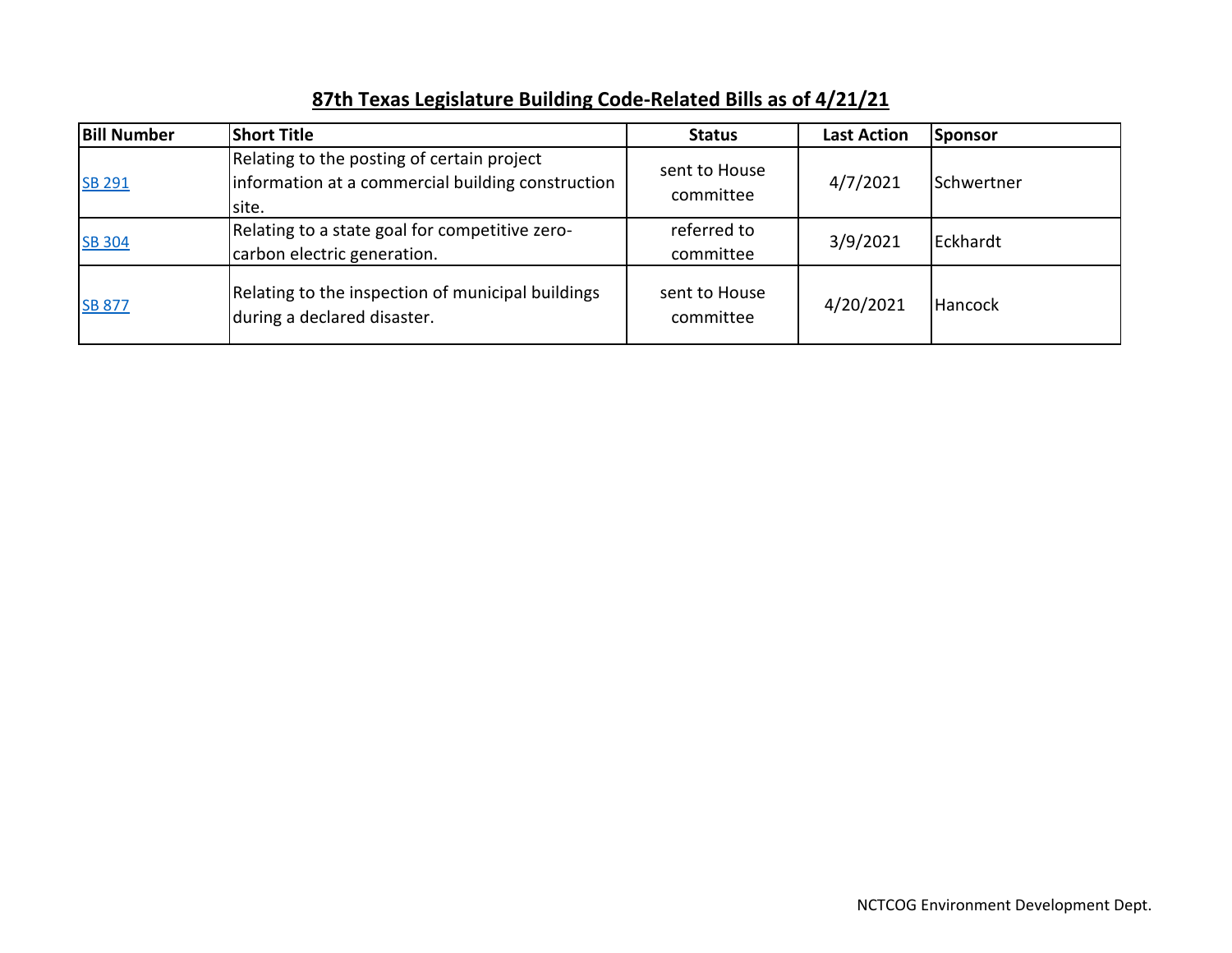# 87th Texas Legislature Building Code-Related Bills as of 4/21/21

| Bill Number | Short Title | Status | Last Action | Sponsor |
|---|---|---|---|---|
| SB 291 | Relating to the posting of certain project information at a commercial building construction site. | sent to House committee | 4/7/2021 | Schwertner |
| SB 304 | Relating to a state goal for competitive zero-carbon electric generation. | referred to committee | 3/9/2021 | Eckhardt |
| SB 877 | Relating to the inspection of municipal buildings during a declared disaster. | sent to House committee | 4/20/2021 | Hancock |

NCTCOG Environment Development Dept.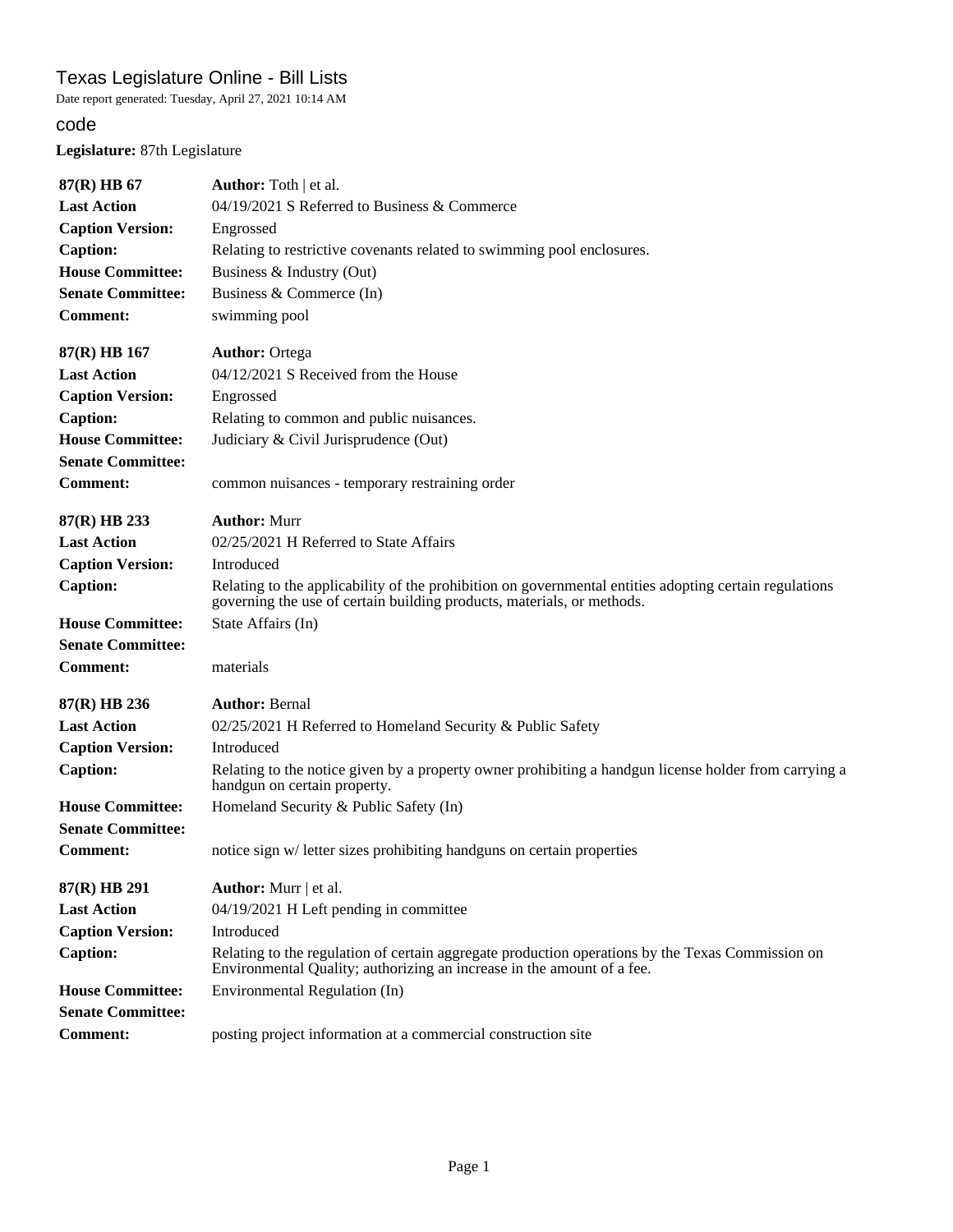# Texas Legislature Online - Bill Lists

Date report generated: Tuesday, April 27, 2021 10:14 AM

## code

**Legislature:** 87th Legislature

| | |
|---|---|
| **87(R) HB 67** | **Author:** Toth \| et al. |
| **Last Action** | 04/19/2021 S Referred to Business & Commerce |
| **Caption Version:** | Engrossed |
| **Caption:** | Relating to restrictive covenants related to swimming pool enclosures. |
| **House Committee:** | Business & Industry (Out) |
| **Senate Committee:** | Business & Commerce (In) |
| **Comment:** | swimming pool |

| | |
|---|---|
| **87(R) HB 167** | **Author:** Ortega |
| **Last Action** | 04/12/2021 S Received from the House |
| **Caption Version:** | Engrossed |
| **Caption:** | Relating to common and public nuisances. |
| **House Committee:** | Judiciary & Civil Jurisprudence (Out) |
| **Senate Committee:** | |
| **Comment:** | common nuisances - temporary restraining order |

| | |
|---|---|
| **87(R) HB 233** | **Author:** Murr |
| **Last Action** | 02/25/2021 H Referred to State Affairs |
| **Caption Version:** | Introduced |
| **Caption:** | Relating to the applicability of the prohibition on governmental entities adopting certain regulations governing the use of certain building products, materials, or methods. |
| **House Committee:** | State Affairs (In) |
| **Senate Committee:** | |
| **Comment:** | materials |

| | |
|---|---|
| **87(R) HB 236** | **Author:** Bernal |
| **Last Action** | 02/25/2021 H Referred to Homeland Security & Public Safety |
| **Caption Version:** | Introduced |
| **Caption:** | Relating to the notice given by a property owner prohibiting a handgun license holder from carrying a handgun on certain property. |
| **House Committee:** | Homeland Security & Public Safety (In) |
| **Senate Committee:** | |
| **Comment:** | notice sign w/ letter sizes prohibiting handguns on certain properties |

| | |
|---|---|
| **87(R) HB 291** | **Author:** Murr \| et al. |
| **Last Action** | 04/19/2021 H Left pending in committee |
| **Caption Version:** | Introduced |
| **Caption:** | Relating to the regulation of certain aggregate production operations by the Texas Commission on Environmental Quality; authorizing an increase in the amount of a fee. |
| **House Committee:** | Environmental Regulation (In) |
| **Senate Committee:** | |
| **Comment:** | posting project information at a commercial construction site |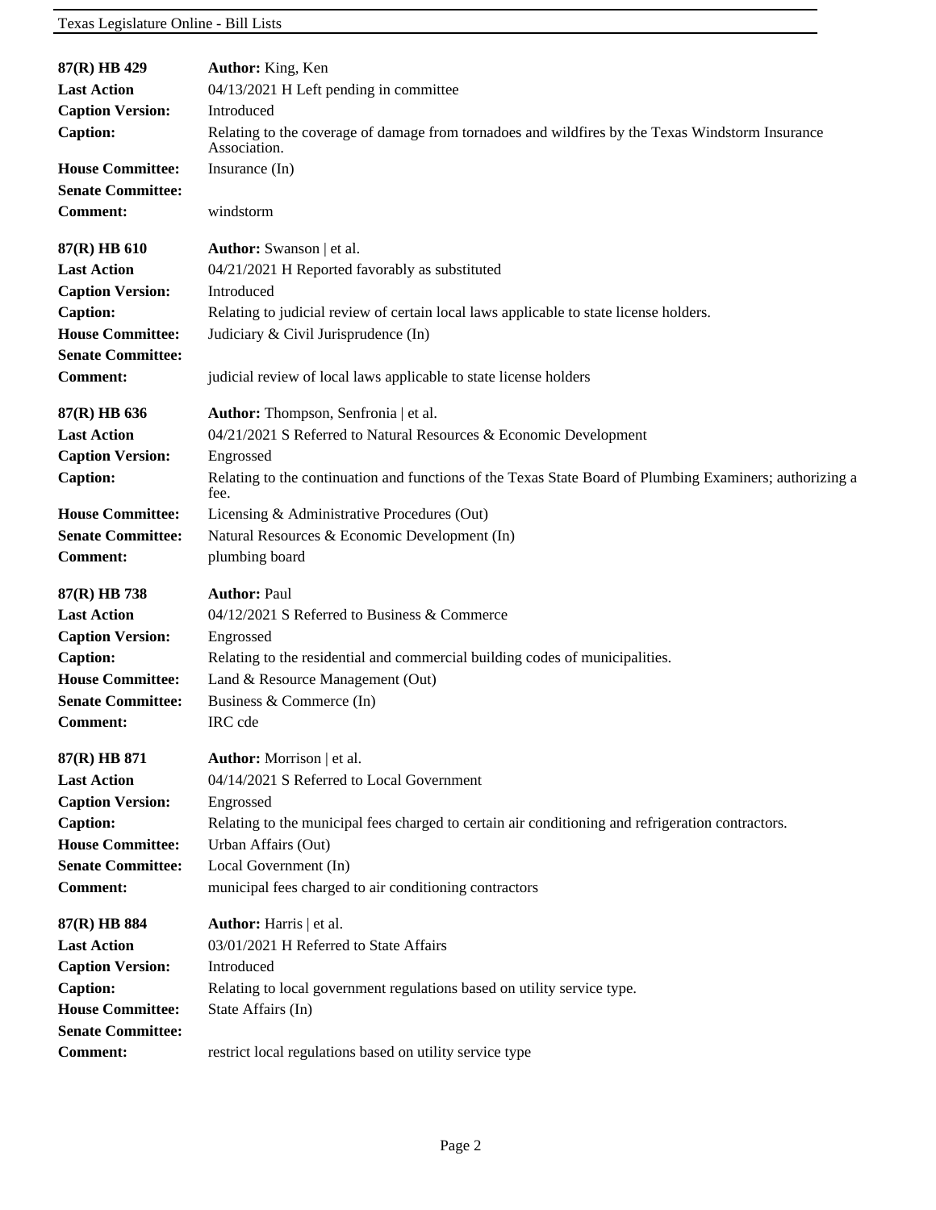| | |
|---|---|
| **87(R) HB 429** | **Author:** King, Ken |
| **Last Action** | 04/13/2021 H Left pending in committee |
| **Caption Version:** | Introduced |
| **Caption:** | Relating to the coverage of damage from tornadoes and wildfires by the Texas Windstorm Insurance Association. |
| **House Committee:** | Insurance (In) |
| **Senate Committee:** | |
| **Comment:** | windstorm |

| | |
|---|---|
| **87(R) HB 610** | **Author:** Swanson \| et al. |
| **Last Action** | 04/21/2021 H Reported favorably as substituted |
| **Caption Version:** | Introduced |
| **Caption:** | Relating to judicial review of certain local laws applicable to state license holders. |
| **House Committee:** | Judiciary & Civil Jurisprudence (In) |
| **Senate Committee:** | |
| **Comment:** | judicial review of local laws applicable to state license holders |

| | |
|---|---|
| **87(R) HB 636** | **Author:** Thompson, Senfronia \| et al. |
| **Last Action** | 04/21/2021 S Referred to Natural Resources & Economic Development |
| **Caption Version:** | Engrossed |
| **Caption:** | Relating to the continuation and functions of the Texas State Board of Plumbing Examiners; authorizing a fee. |
| **House Committee:** | Licensing & Administrative Procedures (Out) |
| **Senate Committee:** | Natural Resources & Economic Development (In) |
| **Comment:** | plumbing board |

| | |
|---|---|
| **87(R) HB 738** | **Author:** Paul |
| **Last Action** | 04/12/2021 S Referred to Business & Commerce |
| **Caption Version:** | Engrossed |
| **Caption:** | Relating to the residential and commercial building codes of municipalities. |
| **House Committee:** | Land & Resource Management (Out) |
| **Senate Committee:** | Business & Commerce (In) |
| **Comment:** | IRC cde |

| | |
|---|---|
| **87(R) HB 871** | **Author:** Morrison \| et al. |
| **Last Action** | 04/14/2021 S Referred to Local Government |
| **Caption Version:** | Engrossed |
| **Caption:** | Relating to the municipal fees charged to certain air conditioning and refrigeration contractors. |
| **House Committee:** | Urban Affairs (Out) |
| **Senate Committee:** | Local Government (In) |
| **Comment:** | municipal fees charged to air conditioning contractors |

| | |
|---|---|
| **87(R) HB 884** | **Author:** Harris \| et al. |
| **Last Action** | 03/01/2021 H Referred to State Affairs |
| **Caption Version:** | Introduced |
| **Caption:** | Relating to local government regulations based on utility service type. |
| **House Committee:** | State Affairs (In) |
| **Senate Committee:** | |
| **Comment:** | restrict local regulations based on utility service type |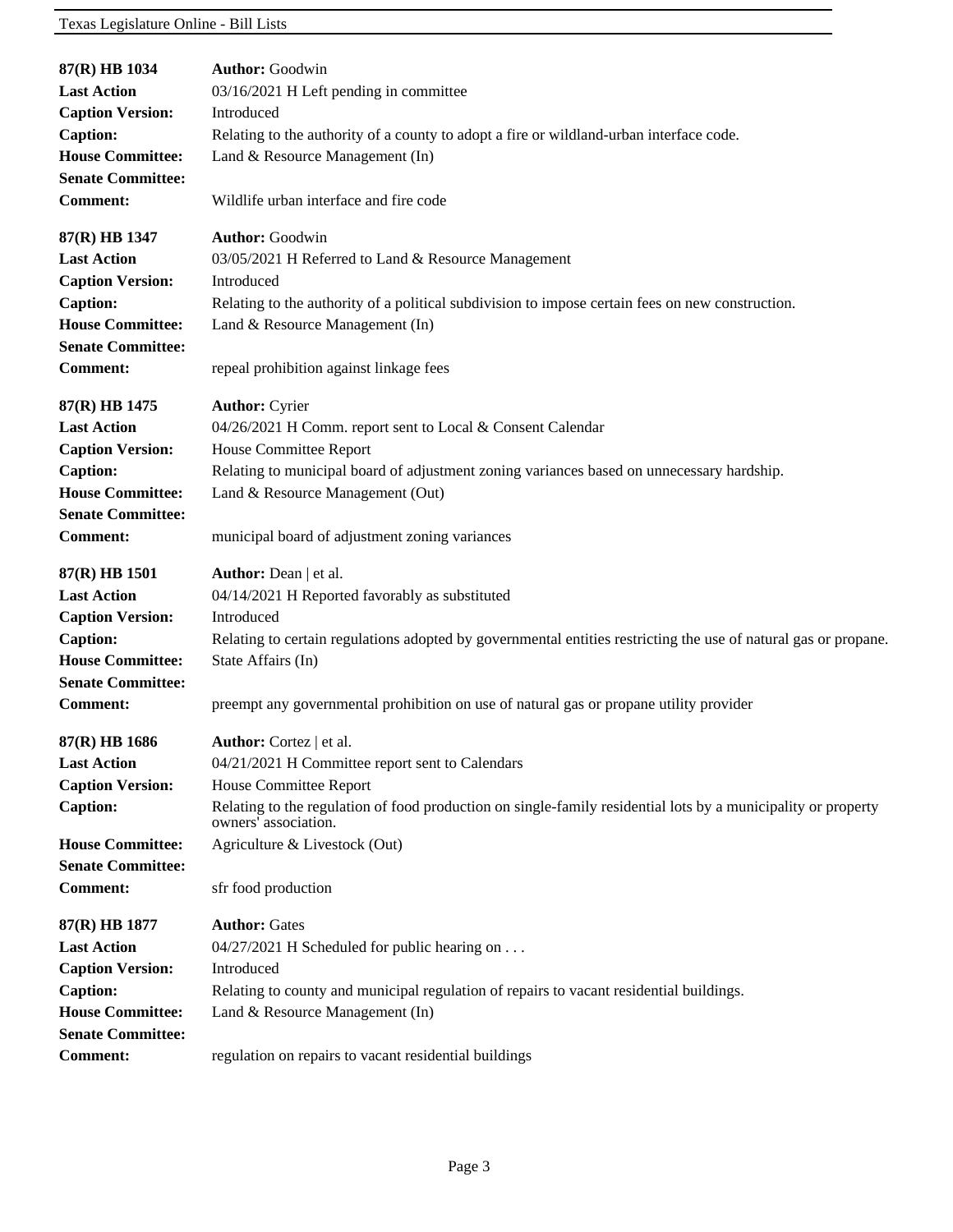**87(R) HB 1034** **Author:** Goodwin
**Last Action** 03/16/2021 H Left pending in committee
**Caption Version:** Introduced
**Caption:** Relating to the authority of a county to adopt a fire or wildland-urban interface code.
**House Committee:** Land & Resource Management (In)
**Senate Committee:**
**Comment:** Wildlife urban interface and fire code

**87(R) HB 1347** **Author:** Goodwin
**Last Action** 03/05/2021 H Referred to Land & Resource Management
**Caption Version:** Introduced
**Caption:** Relating to the authority of a political subdivision to impose certain fees on new construction.
**House Committee:** Land & Resource Management (In)
**Senate Committee:**
**Comment:** repeal prohibition against linkage fees

**87(R) HB 1475** **Author:** Cyrier
**Last Action** 04/26/2021 H Comm. report sent to Local & Consent Calendar
**Caption Version:** House Committee Report
**Caption:** Relating to municipal board of adjustment zoning variances based on unnecessary hardship.
**House Committee:** Land & Resource Management (Out)
**Senate Committee:**
**Comment:** municipal board of adjustment zoning variances

**87(R) HB 1501** **Author:** Dean | et al.
**Last Action** 04/14/2021 H Reported favorably as substituted
**Caption Version:** Introduced
**Caption:** Relating to certain regulations adopted by governmental entities restricting the use of natural gas or propane.
**House Committee:** State Affairs (In)
**Senate Committee:**
**Comment:** preempt any governmental prohibition on use of natural gas or propane utility provider

**87(R) HB 1686** **Author:** Cortez | et al.
**Last Action** 04/21/2021 H Committee report sent to Calendars
**Caption Version:** House Committee Report
**Caption:** Relating to the regulation of food production on single-family residential lots by a municipality or property owners' association.
**House Committee:** Agriculture & Livestock (Out)
**Senate Committee:**
**Comment:** sfr food production

**87(R) HB 1877** **Author:** Gates
**Last Action** 04/27/2021 H Scheduled for public hearing on . . .
**Caption Version:** Introduced
**Caption:** Relating to county and municipal regulation of repairs to vacant residential buildings.
**House Committee:** Land & Resource Management (In)
**Senate Committee:**
**Comment:** regulation on repairs to vacant residential buildings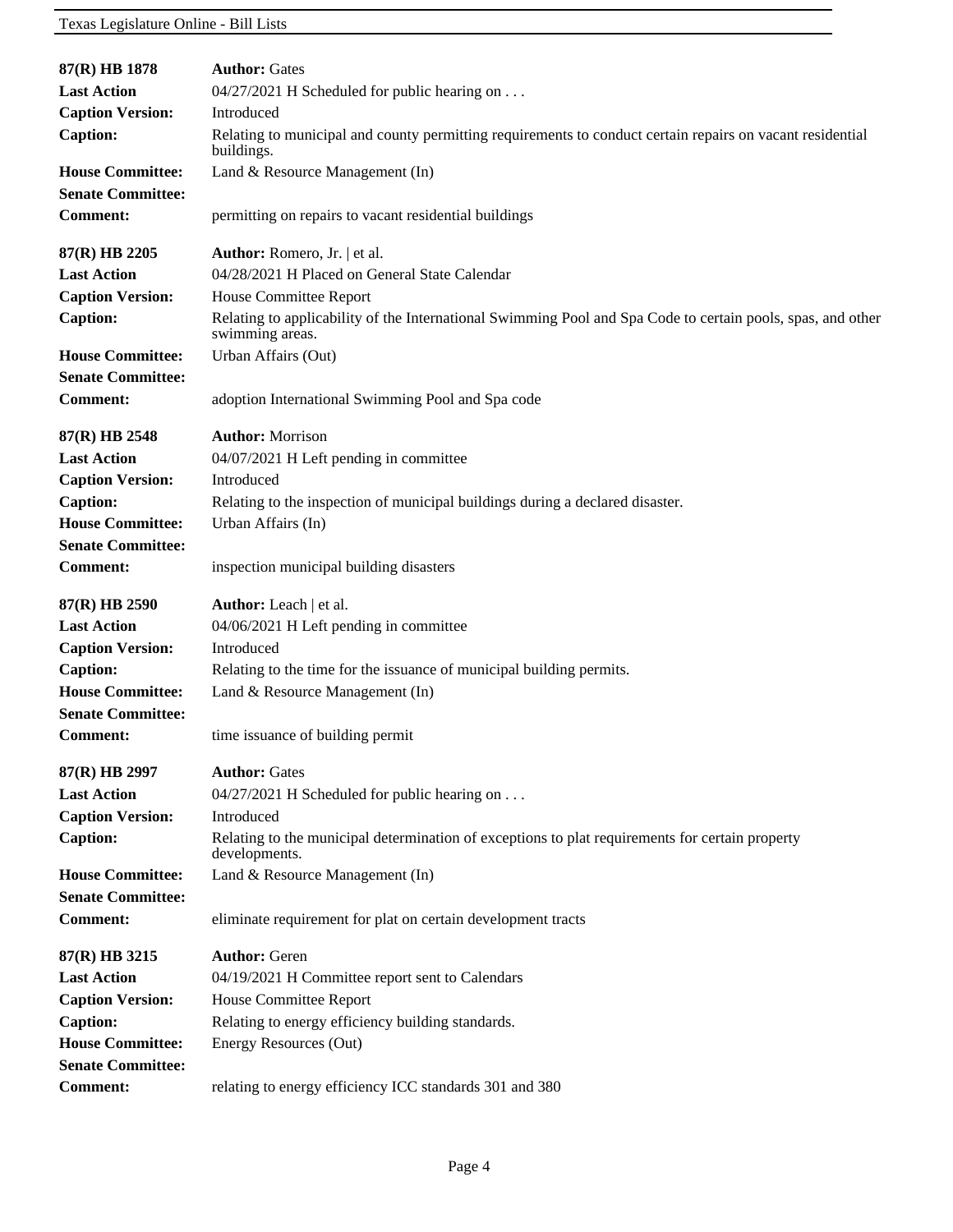**87(R) HB 1878** **Author:** Gates
**Last Action** 04/27/2021 H Scheduled for public hearing on . . .
**Caption Version:** Introduced
**Caption:** Relating to municipal and county permitting requirements to conduct certain repairs on vacant residential buildings.
**House Committee:** Land & Resource Management (In)
**Senate Committee:**
**Comment:** permitting on repairs to vacant residential buildings

**87(R) HB 2205** **Author:** Romero, Jr. | et al.
**Last Action** 04/28/2021 H Placed on General State Calendar
**Caption Version:** House Committee Report
**Caption:** Relating to applicability of the International Swimming Pool and Spa Code to certain pools, spas, and other swimming areas.
**House Committee:** Urban Affairs (Out)
**Senate Committee:**
**Comment:** adoption International Swimming Pool and Spa code

**87(R) HB 2548** **Author:** Morrison
**Last Action** 04/07/2021 H Left pending in committee
**Caption Version:** Introduced
**Caption:** Relating to the inspection of municipal buildings during a declared disaster.
**House Committee:** Urban Affairs (In)
**Senate Committee:**
**Comment:** inspection municipal building disasters

**87(R) HB 2590** **Author:** Leach | et al.
**Last Action** 04/06/2021 H Left pending in committee
**Caption Version:** Introduced
**Caption:** Relating to the time for the issuance of municipal building permits.
**House Committee:** Land & Resource Management (In)
**Senate Committee:**
**Comment:** time issuance of building permit

**87(R) HB 2997** **Author:** Gates
**Last Action** 04/27/2021 H Scheduled for public hearing on . . .
**Caption Version:** Introduced
**Caption:** Relating to the municipal determination of exceptions to plat requirements for certain property developments.
**House Committee:** Land & Resource Management (In)
**Senate Committee:**
**Comment:** eliminate requirement for plat on certain development tracts

**87(R) HB 3215** **Author:** Geren
**Last Action** 04/19/2021 H Committee report sent to Calendars
**Caption Version:** House Committee Report
**Caption:** Relating to energy efficiency building standards.
**House Committee:** Energy Resources (Out)
**Senate Committee:**
**Comment:** relating to energy efficiency ICC standards 301 and 380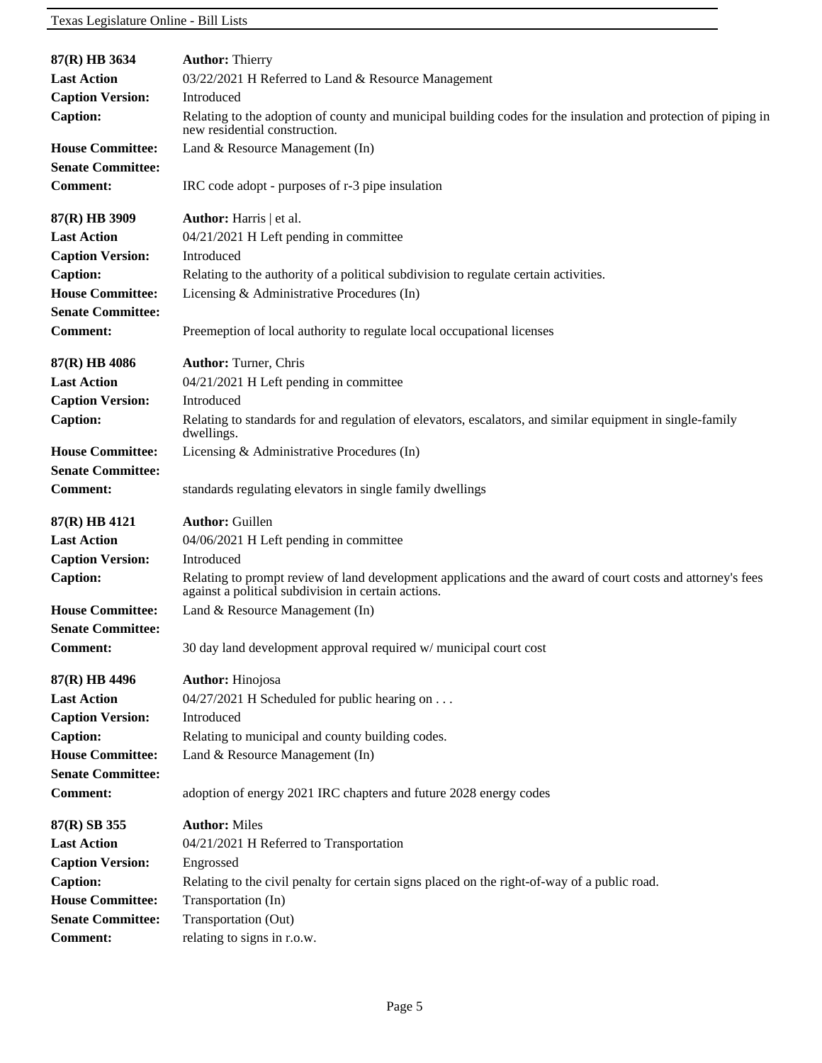| | |
|---|---|
| **87(R) HB 3634** | **Author:** Thierry |
| **Last Action** | 03/22/2021 H Referred to Land & Resource Management |
| **Caption Version:** | Introduced |
| **Caption:** | Relating to the adoption of county and municipal building codes for the insulation and protection of piping in new residential construction. |
| **House Committee:** | Land & Resource Management (In) |
| **Senate Committee:** | |
| **Comment:** | IRC code adopt - purposes of r-3 pipe insulation |

| | |
|---|---|
| **87(R) HB 3909** | **Author:** Harris \| et al. |
| **Last Action** | 04/21/2021 H Left pending in committee |
| **Caption Version:** | Introduced |
| **Caption:** | Relating to the authority of a political subdivision to regulate certain activities. |
| **House Committee:** | Licensing & Administrative Procedures (In) |
| **Senate Committee:** | |
| **Comment:** | Preemeption of local authority to regulate local occupational licenses |

| | |
|---|---|
| **87(R) HB 4086** | **Author:** Turner, Chris |
| **Last Action** | 04/21/2021 H Left pending in committee |
| **Caption Version:** | Introduced |
| **Caption:** | Relating to standards for and regulation of elevators, escalators, and similar equipment in single-family dwellings. |
| **House Committee:** | Licensing & Administrative Procedures (In) |
| **Senate Committee:** | |
| **Comment:** | standards regulating elevators in single family dwellings |

| | |
|---|---|
| **87(R) HB 4121** | **Author:** Guillen |
| **Last Action** | 04/06/2021 H Left pending in committee |
| **Caption Version:** | Introduced |
| **Caption:** | Relating to prompt review of land development applications and the award of court costs and attorney's fees against a political subdivision in certain actions. |
| **House Committee:** | Land & Resource Management (In) |
| **Senate Committee:** | |
| **Comment:** | 30 day land development approval required w/ municipal court cost |

| | |
|---|---|
| **87(R) HB 4496** | **Author:** Hinojosa |
| **Last Action** | 04/27/2021 H Scheduled for public hearing on . . . |
| **Caption Version:** | Introduced |
| **Caption:** | Relating to municipal and county building codes. |
| **House Committee:** | Land & Resource Management (In) |
| **Senate Committee:** | |
| **Comment:** | adoption of energy 2021 IRC chapters and future 2028 energy codes |

| | |
|---|---|
| **87(R) SB 355** | **Author:** Miles |
| **Last Action** | 04/21/2021 H Referred to Transportation |
| **Caption Version:** | Engrossed |
| **Caption:** | Relating to the civil penalty for certain signs placed on the right-of-way of a public road. |
| **House Committee:** | Transportation (In) |
| **Senate Committee:** | Transportation (Out) |
| **Comment:** | relating to signs in r.o.w. |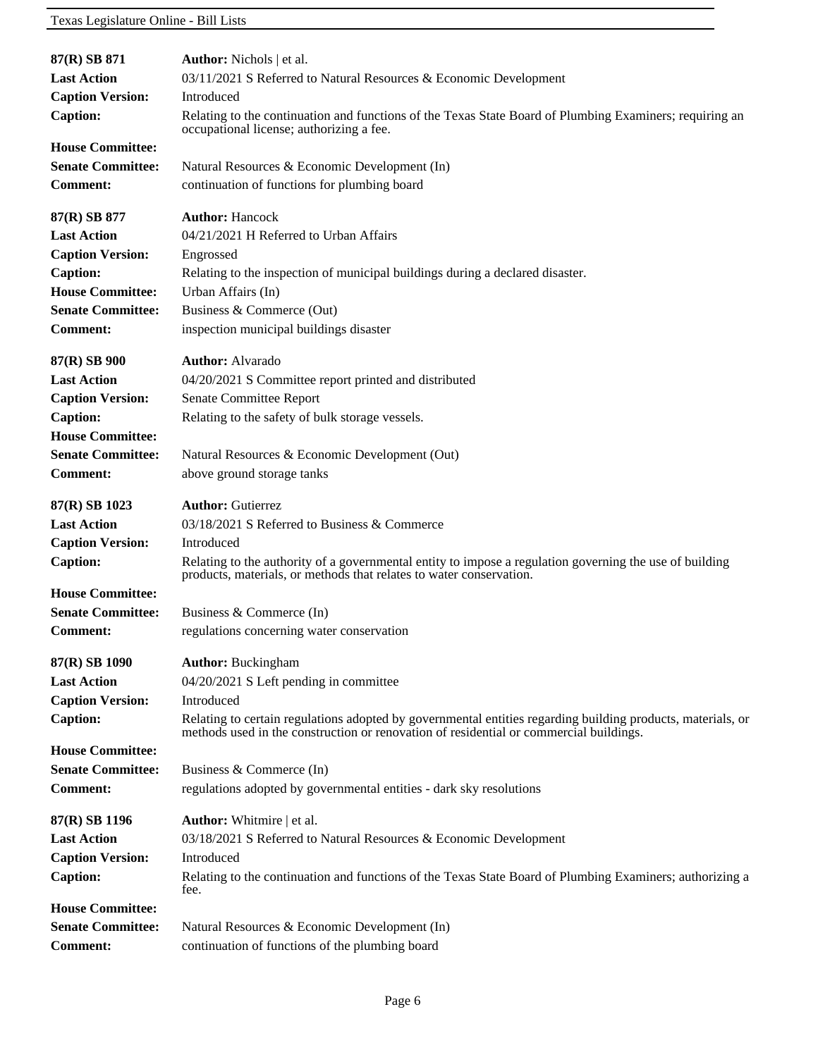| | |
|---|---|
| **87(R) SB 871** | **Author:** Nichols \| et al. |
| **Last Action** | 03/11/2021 S Referred to Natural Resources & Economic Development |
| **Caption Version:** | Introduced |
| **Caption:** | Relating to the continuation and functions of the Texas State Board of Plumbing Examiners; requiring an occupational license; authorizing a fee. |
| **House Committee:** | |
| **Senate Committee:** | Natural Resources & Economic Development (In) |
| **Comment:** | continuation of functions for plumbing board |

| | |
|---|---|
| **87(R) SB 877** | **Author:** Hancock |
| **Last Action** | 04/21/2021 H Referred to Urban Affairs |
| **Caption Version:** | Engrossed |
| **Caption:** | Relating to the inspection of municipal buildings during a declared disaster. |
| **House Committee:** | Urban Affairs (In) |
| **Senate Committee:** | Business & Commerce (Out) |
| **Comment:** | inspection municipal buildings disaster |

| | |
|---|---|
| **87(R) SB 900** | **Author:** Alvarado |
| **Last Action** | 04/20/2021 S Committee report printed and distributed |
| **Caption Version:** | Senate Committee Report |
| **Caption:** | Relating to the safety of bulk storage vessels. |
| **House Committee:** | |
| **Senate Committee:** | Natural Resources & Economic Development (Out) |
| **Comment:** | above ground storage tanks |

| | |
|---|---|
| **87(R) SB 1023** | **Author:** Gutierrez |
| **Last Action** | 03/18/2021 S Referred to Business & Commerce |
| **Caption Version:** | Introduced |
| **Caption:** | Relating to the authority of a governmental entity to impose a regulation governing the use of building products, materials, or methods that relates to water conservation. |
| **House Committee:** | |
| **Senate Committee:** | Business & Commerce (In) |
| **Comment:** | regulations concerning water conservation |

| | |
|---|---|
| **87(R) SB 1090** | **Author:** Buckingham |
| **Last Action** | 04/20/2021 S Left pending in committee |
| **Caption Version:** | Introduced |
| **Caption:** | Relating to certain regulations adopted by governmental entities regarding building products, materials, or methods used in the construction or renovation of residential or commercial buildings. |
| **House Committee:** | |
| **Senate Committee:** | Business & Commerce (In) |
| **Comment:** | regulations adopted by governmental entities - dark sky resolutions |

| | |
|---|---|
| **87(R) SB 1196** | **Author:** Whitmire \| et al. |
| **Last Action** | 03/18/2021 S Referred to Natural Resources & Economic Development |
| **Caption Version:** | Introduced |
| **Caption:** | Relating to the continuation and functions of the Texas State Board of Plumbing Examiners; authorizing a fee. |
| **House Committee:** | |
| **Senate Committee:** | Natural Resources & Economic Development (In) |
| **Comment:** | continuation of functions of the plumbing board |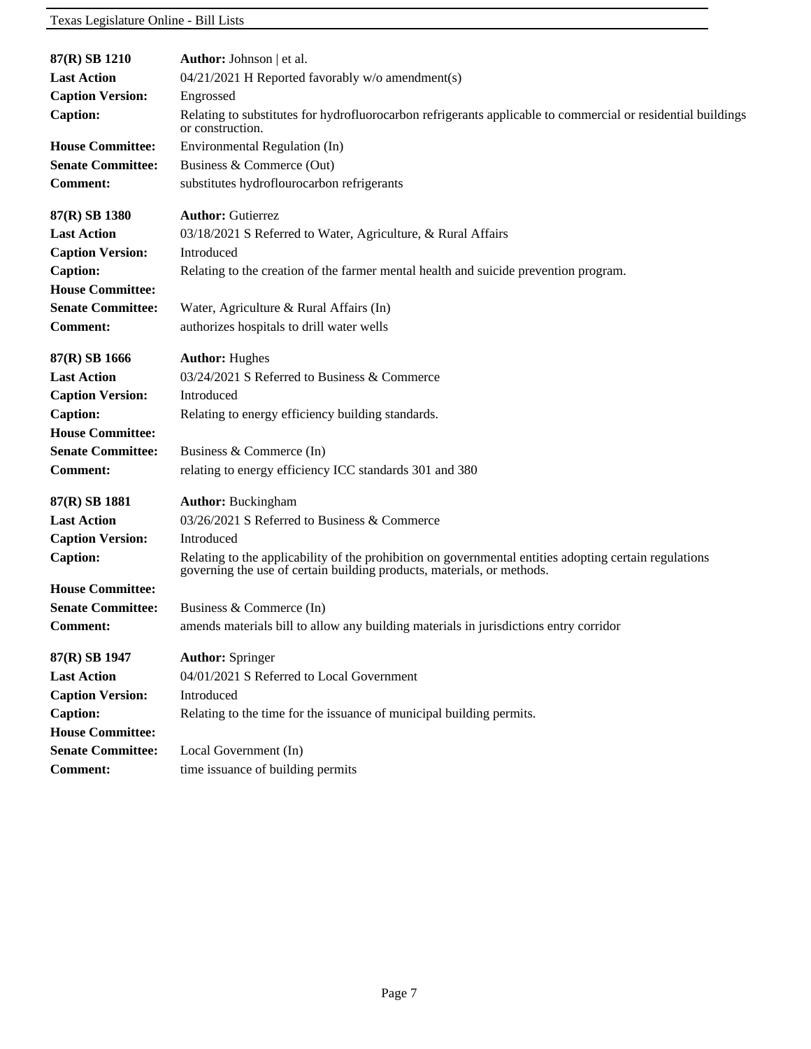**87(R) SB 1210** **Author:** Johnson | et al.
**Last Action** 04/21/2021 H Reported favorably w/o amendment(s)
**Caption Version:** Engrossed
**Caption:** Relating to substitutes for hydrofluorocarbon refrigerants applicable to commercial or residential buildings or construction.
**House Committee:** Environmental Regulation (In)
**Senate Committee:** Business & Commerce (Out)
**Comment:** substitutes hydroflourocarbon refrigerants

**87(R) SB 1380** **Author:** Gutierrez
**Last Action** 03/18/2021 S Referred to Water, Agriculture, & Rural Affairs
**Caption Version:** Introduced
**Caption:** Relating to the creation of the farmer mental health and suicide prevention program.
**House Committee:**
**Senate Committee:** Water, Agriculture & Rural Affairs (In)
**Comment:** authorizes hospitals to drill water wells

**87(R) SB 1666** **Author:** Hughes
**Last Action** 03/24/2021 S Referred to Business & Commerce
**Caption Version:** Introduced
**Caption:** Relating to energy efficiency building standards.
**House Committee:**
**Senate Committee:** Business & Commerce (In)
**Comment:** relating to energy efficiency ICC standards 301 and 380

**87(R) SB 1881** **Author:** Buckingham
**Last Action** 03/26/2021 S Referred to Business & Commerce
**Caption Version:** Introduced
**Caption:** Relating to the applicability of the prohibition on governmental entities adopting certain regulations governing the use of certain building products, materials, or methods.
**House Committee:**
**Senate Committee:** Business & Commerce (In)
**Comment:** amends materials bill to allow any building materials in jurisdictions entry corridor

**87(R) SB 1947** **Author:** Springer
**Last Action** 04/01/2021 S Referred to Local Government
**Caption Version:** Introduced
**Caption:** Relating to the time for the issuance of municipal building permits.
**House Committee:**
**Senate Committee:** Local Government (In)
**Comment:** time issuance of building permits